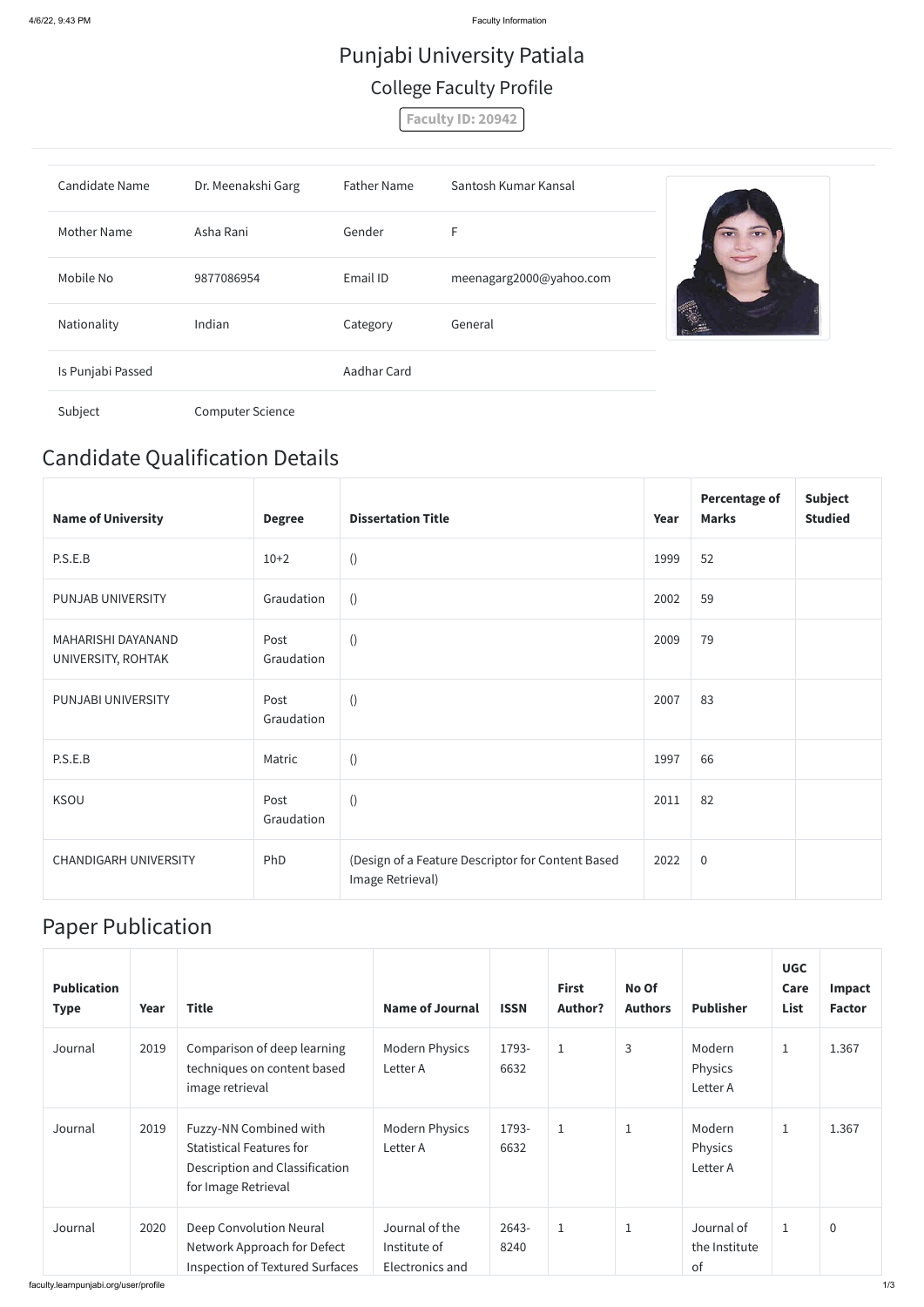# Punjabi University Patiala

## College Faculty Profile

**Faculty ID: 20942**

| Candidate Name | Dr. Meenakshi Garg | Father Name | Santosh Kumar Kansal |
|---|---|---|---|
| Mother Name | Asha Rani | Gender | F |
| Mobile No | 9877086954 | Email ID | meenagarg2000@yahoo.com |
| Nationality | Indian | Category | General |
| Is Punjabi Passed | | Aadhar Card | |
| Subject | Computer Science | | |

## Candidate Qualification Details

| Name of University | Degree | Dissertation Title | Year | Percentage of Marks | Subject Studied |
|---|---|---|---|---|---|
| P.S.E.B | 10+2 | () | 1999 | 52 | |
| PUNJAB UNIVERSITY | Graudation | () | 2002 | 59 | |
| MAHARISHI DAYANAND UNIVERSITY, ROHTAK | Post Graudation | () | 2009 | 79 | |
| PUNJABI UNIVERSITY | Post Graudation | () | 2007 | 83 | |
| P.S.E.B | Matric | () | 1997 | 66 | |
| KSOU | Post Graudation | () | 2011 | 82 | |
| CHANDIGARH UNIVERSITY | PhD | (Design of a Feature Descriptor for Content Based Image Retrieval) | 2022 | 0 | |

## Paper Publication

| Publication Type | Year | Title | Name of Journal | ISSN | First Author? | No Of Authors | Publisher | UGC Care List | Impact Factor |
|---|---|---|---|---|---|---|---|---|---|
| Journal | 2019 | Comparison of deep learning techniques on content based image retrieval | Modern Physics Letter A | 1793-6632 | 1 | 3 | Modern Physics Letter A | 1 | 1.367 |
| Journal | 2019 | Fuzzy-NN Combined with Statistical Features for Description and Classification for Image Retrieval | Modern Physics Letter A | 1793-6632 | 1 | 1 | Modern Physics Letter A | 1 | 1.367 |
| Journal | 2020 | Deep Convolution Neural Network Approach for Defect Inspection of Textured Surfaces | Journal of the Institute of Electronics and | 2643-8240 | 1 | 1 | Journal of the Institute of | 1 | 0 |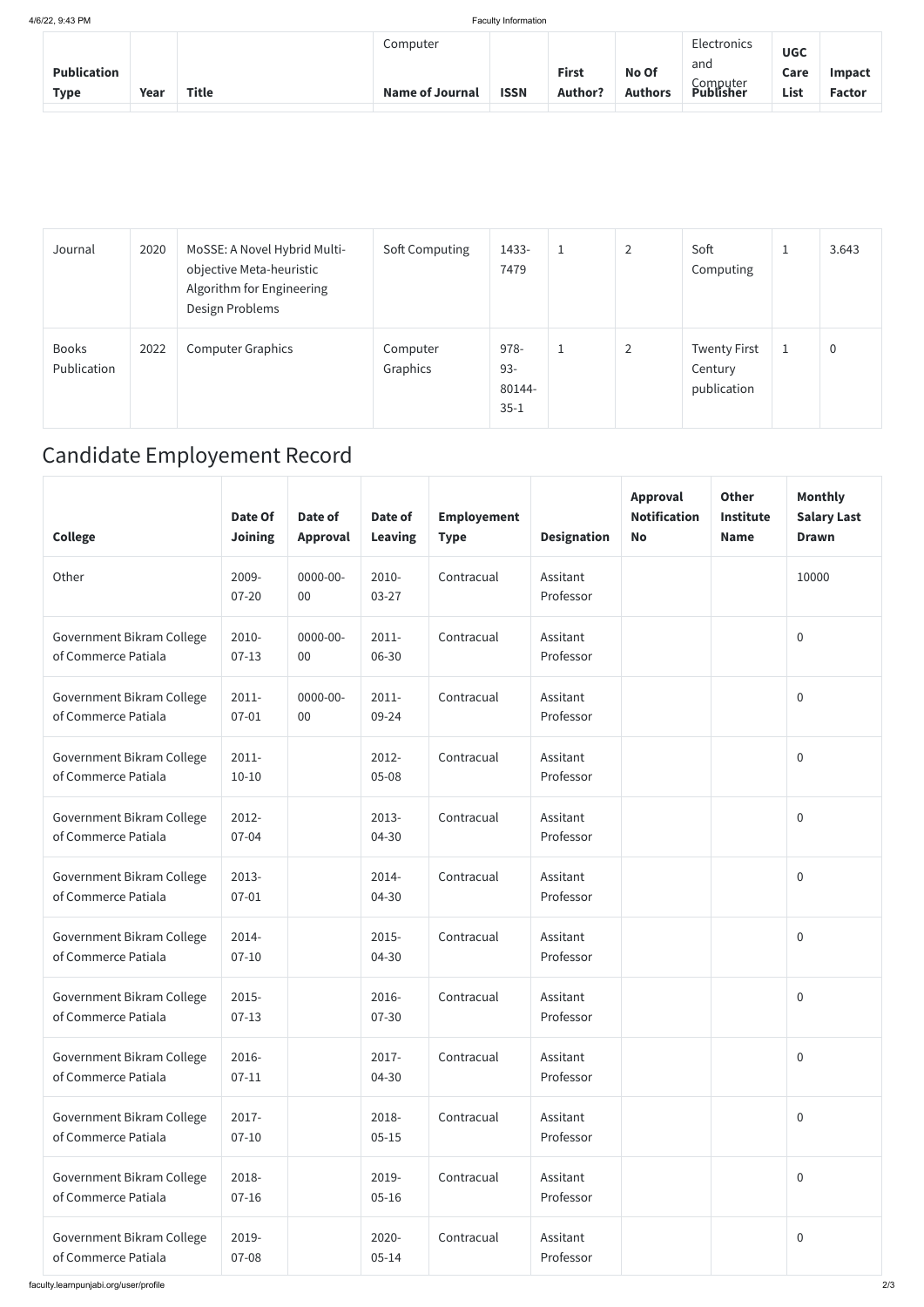| Publication Type | Year | Title | Name of Journal | ISSN | First Author? | No Of Authors | Publisher | UGC Care List | Impact Factor |
|---|---|---|---|---|---|---|---|---|---|
| | | | Computer | | | | Electronics and Computer | | |
| Journal | 2020 | MoSSE: A Novel Hybrid Multi-objective Meta-heuristic Algorithm for Engineering Design Problems | Soft Computing | 1433-7479 | 1 | 2 | Soft Computing | 1 | 3.643 |
| Books Publication | 2022 | Computer Graphics | Computer Graphics | 978-93-80144-35-1 | 1 | 2 | Twenty First Century publication | 1 | 0 |

# Candidate Employement Record

| College | Date Of Joining | Date of Approval | Date of Leaving | Employement Type | Designation | Approval Notification No | Other Institute Name | Monthly Salary Last Drawn |
|---|---|---|---|---|---|---|---|---|
| Other | 2009-07-20 | 0000-00-00 | 2010-03-27 | Contracual | Assitant Professor | | | 10000 |
| Government Bikram College of Commerce Patiala | 2010-07-13 | 0000-00-00 | 2011-06-30 | Contracual | Assitant Professor | | | 0 |
| Government Bikram College of Commerce Patiala | 2011-07-01 | 0000-00-00 | 2011-09-24 | Contracual | Assitant Professor | | | 0 |
| Government Bikram College of Commerce Patiala | 2011-10-10 | | 2012-05-08 | Contracual | Assitant Professor | | | 0 |
| Government Bikram College of Commerce Patiala | 2012-07-04 | | 2013-04-30 | Contracual | Assitant Professor | | | 0 |
| Government Bikram College of Commerce Patiala | 2013-07-01 | | 2014-04-30 | Contracual | Assitant Professor | | | 0 |
| Government Bikram College of Commerce Patiala | 2014-07-10 | | 2015-04-30 | Contracual | Assitant Professor | | | 0 |
| Government Bikram College of Commerce Patiala | 2015-07-13 | | 2016-07-30 | Contracual | Assitant Professor | | | 0 |
| Government Bikram College of Commerce Patiala | 2016-07-11 | | 2017-04-30 | Contracual | Assitant Professor | | | 0 |
| Government Bikram College of Commerce Patiala | 2017-07-10 | | 2018-05-15 | Contracual | Assitant Professor | | | 0 |
| Government Bikram College of Commerce Patiala | 2018-07-16 | | 2019-05-16 | Contracual | Assitant Professor | | | 0 |
| Government Bikram College of Commerce Patiala | 2019-07-08 | | 2020-05-14 | Contracual | Assitant Professor | | | 0 |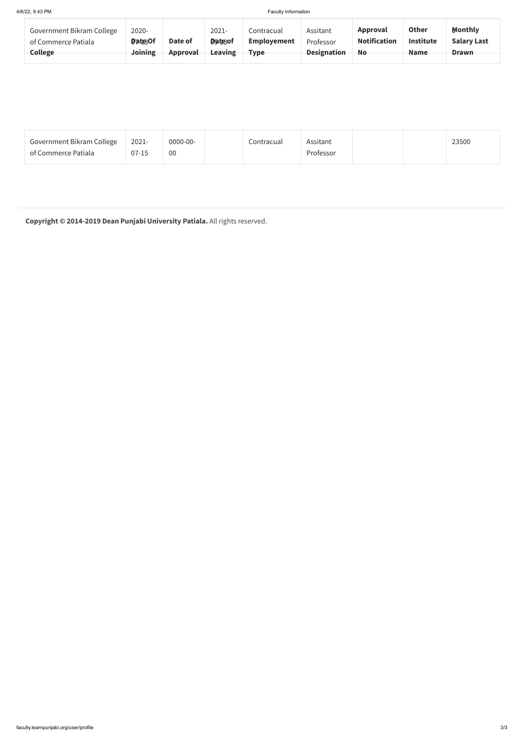| College | Date Of Joining | Date of Approval | Date of Leaving | Employement Type | Designation | Approval Notification No | Other Institute Name | Monthly Salary Last Drawn |
|---|---|---|---|---|---|---|---|---|
| Government Bikram College of Commerce Patiala | 2020-07-13 | | 2021-03-13 | Contracual | Assitant Professor | | | 0 |
| Government Bikram College of Commerce Patiala | 2021-07-15 | 0000-00-00 | | Contracual | Assitant Professor | | | 23500 |

**Copyright © 2014-2019 Dean Punjabi University Patiala.** All rights reserved.